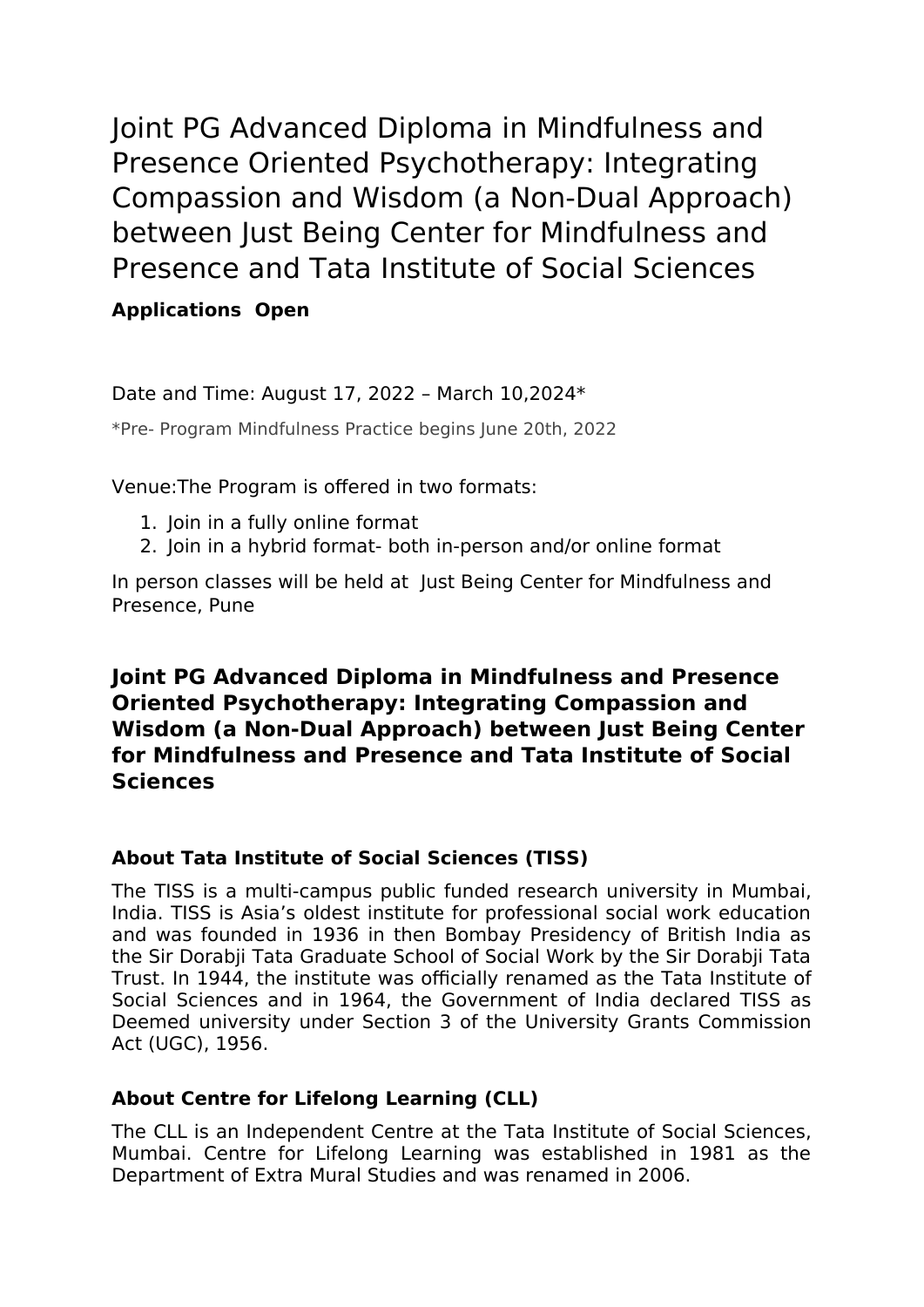# Joint PG Advanced Diploma in Mindfulness and Presence Oriented Psychotherapy: Integrating Compassion and Wisdom (a Non-Dual Approach) between Just Being Center for Mindfulness and Presence and Tata Institute of Social Sciences

**Applications Open**

Date and Time: August 17, 2022 – March 10,2024*

*Pre- Program Mindfulness Practice begins June 20th, 2022

Venue:The Program is offered in two formats:

1. Join in a fully online format
2. Join in a hybrid format- both in-person and/or online format

In person classes will be held at Just Being Center for Mindfulness and Presence, Pune

## Joint PG Advanced Diploma in Mindfulness and Presence Oriented Psychotherapy: Integrating Compassion and Wisdom (a Non-Dual Approach) between Just Being Center for Mindfulness and Presence and Tata Institute of Social Sciences

### About Tata Institute of Social Sciences (TISS)

The TISS is a multi-campus public funded research university in Mumbai, India. TISS is Asia's oldest institute for professional social work education and was founded in 1936 in then Bombay Presidency of British India as the Sir Dorabji Tata Graduate School of Social Work by the Sir Dorabji Tata Trust. In 1944, the institute was officially renamed as the Tata Institute of Social Sciences and in 1964, the Government of India declared TISS as Deemed university under Section 3 of the University Grants Commission Act (UGC), 1956.

### About Centre for Lifelong Learning (CLL)

The CLL is an Independent Centre at the Tata Institute of Social Sciences, Mumbai. Centre for Lifelong Learning was established in 1981 as the Department of Extra Mural Studies and was renamed in 2006.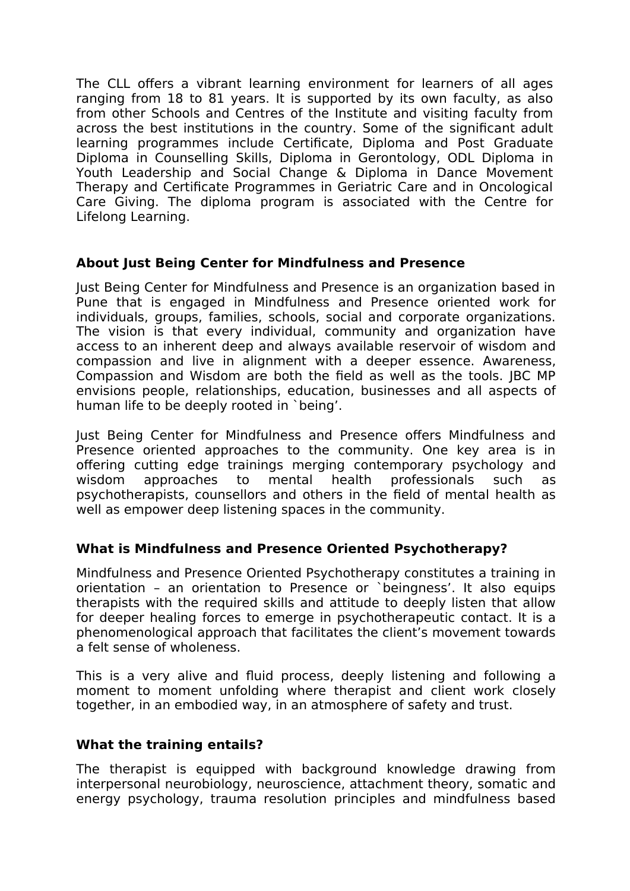The CLL offers a vibrant learning environment for learners of all ages ranging from 18 to 81 years. It is supported by its own faculty, as also from other Schools and Centres of the Institute and visiting faculty from across the best institutions in the country. Some of the significant adult learning programmes include Certificate, Diploma and Post Graduate Diploma in Counselling Skills, Diploma in Gerontology, ODL Diploma in Youth Leadership and Social Change & Diploma in Dance Movement Therapy and Certificate Programmes in Geriatric Care and in Oncological Care Giving. The diploma program is associated with the Centre for Lifelong Learning.

### About Just Being Center for Mindfulness and Presence

Just Being Center for Mindfulness and Presence is an organization based in Pune that is engaged in Mindfulness and Presence oriented work for individuals, groups, families, schools, social and corporate organizations. The vision is that every individual, community and organization have access to an inherent deep and always available reservoir of wisdom and compassion and live in alignment with a deeper essence. Awareness, Compassion and Wisdom are both the field as well as the tools. JBC MP envisions people, relationships, education, businesses and all aspects of human life to be deeply rooted in `being'.

Just Being Center for Mindfulness and Presence offers Mindfulness and Presence oriented approaches to the community. One key area is in offering cutting edge trainings merging contemporary psychology and wisdom approaches to mental health professionals such as psychotherapists, counsellors and others in the field of mental health as well as empower deep listening spaces in the community.

### What is Mindfulness and Presence Oriented Psychotherapy?

Mindfulness and Presence Oriented Psychotherapy constitutes a training in orientation – an orientation to Presence or `beingness'. It also equips therapists with the required skills and attitude to deeply listen that allow for deeper healing forces to emerge in psychotherapeutic contact. It is a phenomenological approach that facilitates the client's movement towards a felt sense of wholeness.

This is a very alive and fluid process, deeply listening and following a moment to moment unfolding where therapist and client work closely together, in an embodied way, in an atmosphere of safety and trust.

### What the training entails?

The therapist is equipped with background knowledge drawing from interpersonal neurobiology, neuroscience, attachment theory, somatic and energy psychology, trauma resolution principles and mindfulness based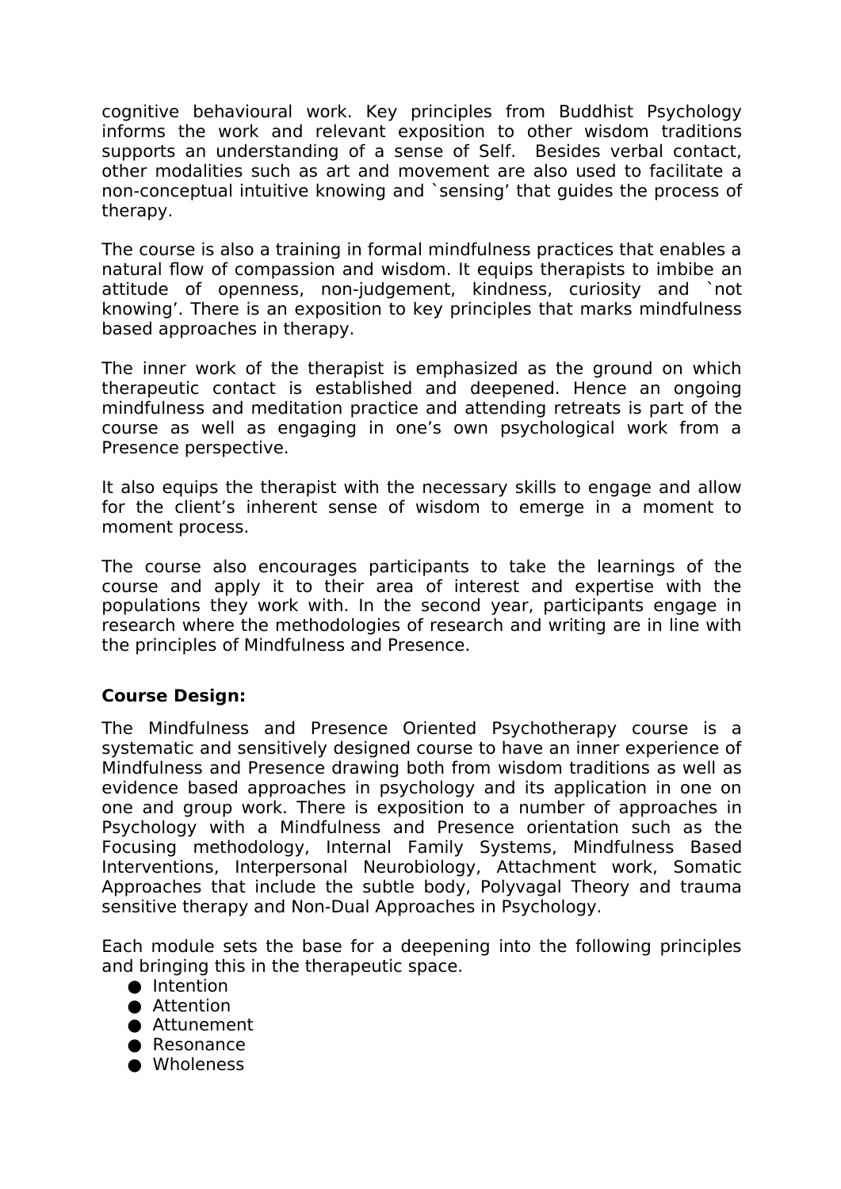cognitive behavioural work. Key principles from Buddhist Psychology informs the work and relevant exposition to other wisdom traditions supports an understanding of a sense of Self. Besides verbal contact, other modalities such as art and movement are also used to facilitate a non-conceptual intuitive knowing and `sensing' that guides the process of therapy.

The course is also a training in formal mindfulness practices that enables a natural flow of compassion and wisdom. It equips therapists to imbibe an attitude of openness, non-judgement, kindness, curiosity and `not knowing'. There is an exposition to key principles that marks mindfulness based approaches in therapy.

The inner work of the therapist is emphasized as the ground on which therapeutic contact is established and deepened. Hence an ongoing mindfulness and meditation practice and attending retreats is part of the course as well as engaging in one's own psychological work from a Presence perspective.

It also equips the therapist with the necessary skills to engage and allow for the client's inherent sense of wisdom to emerge in a moment to moment process.

The course also encourages participants to take the learnings of the course and apply it to their area of interest and expertise with the populations they work with. In the second year, participants engage in research where the methodologies of research and writing are in line with the principles of Mindfulness and Presence.

**Course Design:**

The Mindfulness and Presence Oriented Psychotherapy course is a systematic and sensitively designed course to have an inner experience of Mindfulness and Presence drawing both from wisdom traditions as well as evidence based approaches in psychology and its application in one on one and group work. There is exposition to a number of approaches in Psychology with a Mindfulness and Presence orientation such as the Focusing methodology, Internal Family Systems, Mindfulness Based Interventions, Interpersonal Neurobiology, Attachment work, Somatic Approaches that include the subtle body, Polyvagal Theory and trauma sensitive therapy and Non-Dual Approaches in Psychology.

Each module sets the base for a deepening into the following principles and bringing this in the therapeutic space.

- Intention
- Attention
- Attunement
- Resonance
- Wholeness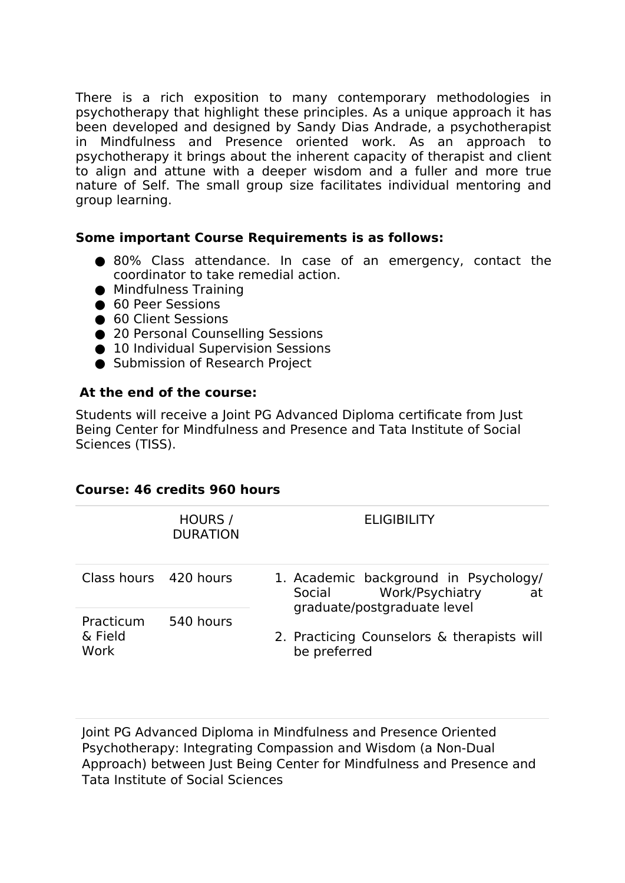There is a rich exposition to many contemporary methodologies in psychotherapy that highlight these principles. As a unique approach it has been developed and designed by Sandy Dias Andrade, a psychotherapist in Mindfulness and Presence oriented work. As an approach to psychotherapy it brings about the inherent capacity of therapist and client to align and attune with a deeper wisdom and a fuller and more true nature of Self. The small group size facilitates individual mentoring and group learning.

**Some important Course Requirements is as follows:**

- 80% Class attendance. In case of an emergency, contact the coordinator to take remedial action.
- Mindfulness Training
- 60 Peer Sessions
- 60 Client Sessions
- 20 Personal Counselling Sessions
- 10 Individual Supervision Sessions
- Submission of Research Project

**At the end of the course:**

Students will receive a Joint PG Advanced Diploma certificate from Just Being Center for Mindfulness and Presence and Tata Institute of Social Sciences (TISS).

**Course: 46 credits 960 hours**

| | HOURS / DURATION | ELIGIBILITY |
|---|---|---|
| Class hours | 420 hours | 1. Academic background in Psychology/ Social Work/Psychiatry at graduate/postgraduate level<br>2. Practicing Counselors & therapists will be preferred |
| Practicum & Field Work | 540 hours | |

Joint PG Advanced Diploma in Mindfulness and Presence Oriented Psychotherapy: Integrating Compassion and Wisdom (a Non-Dual Approach) between Just Being Center for Mindfulness and Presence and Tata Institute of Social Sciences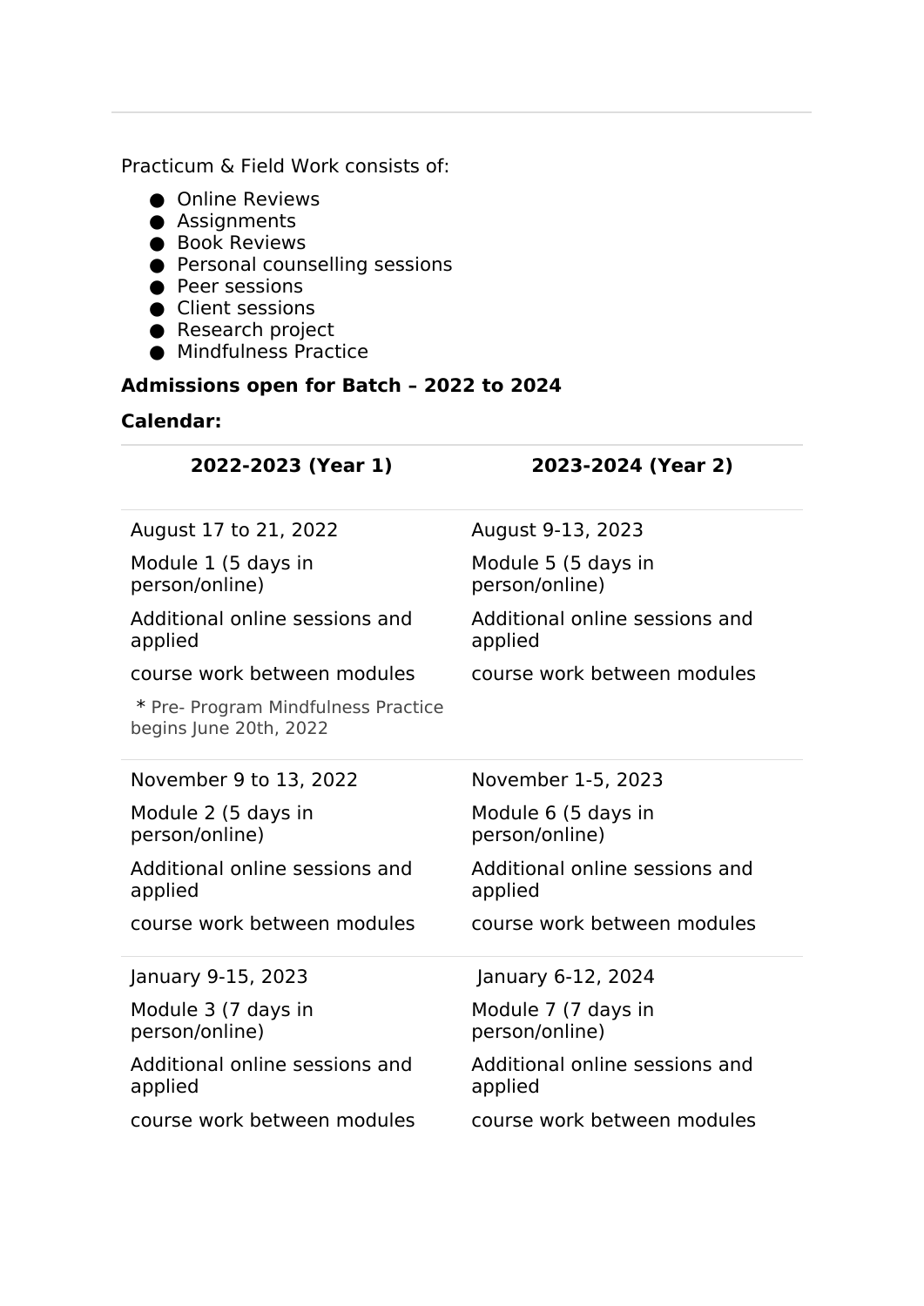Practicum & Field Work consists of:

- Online Reviews
- Assignments
- Book Reviews
- Personal counselling sessions
- Peer sessions
- Client sessions
- Research project
- Mindfulness Practice

**Admissions open for Batch – 2022 to 2024**

**Calendar:**

| 2022-2023 (Year 1) | 2023-2024 (Year 2) |
|---|---|
| August 17 to 21, 2022<br>Module 1 (5 days in person/online)<br>Additional online sessions and applied<br>course work between modules<br>* Pre- Program Mindfulness Practice begins June 20th, 2022 | August 9-13, 2023<br>Module 5 (5 days in person/online)<br>Additional online sessions and applied<br>course work between modules |
| November 9 to 13, 2022<br>Module 2 (5 days in person/online)<br>Additional online sessions and applied<br>course work between modules | November 1-5, 2023<br>Module 6 (5 days in person/online)<br>Additional online sessions and applied<br>course work between modules |
| January 9-15, 2023<br>Module 3 (7 days in person/online)<br>Additional online sessions and applied<br>course work between modules | January 6-12, 2024<br>Module 7 (7 days in person/online)<br>Additional online sessions and applied<br>course work between modules |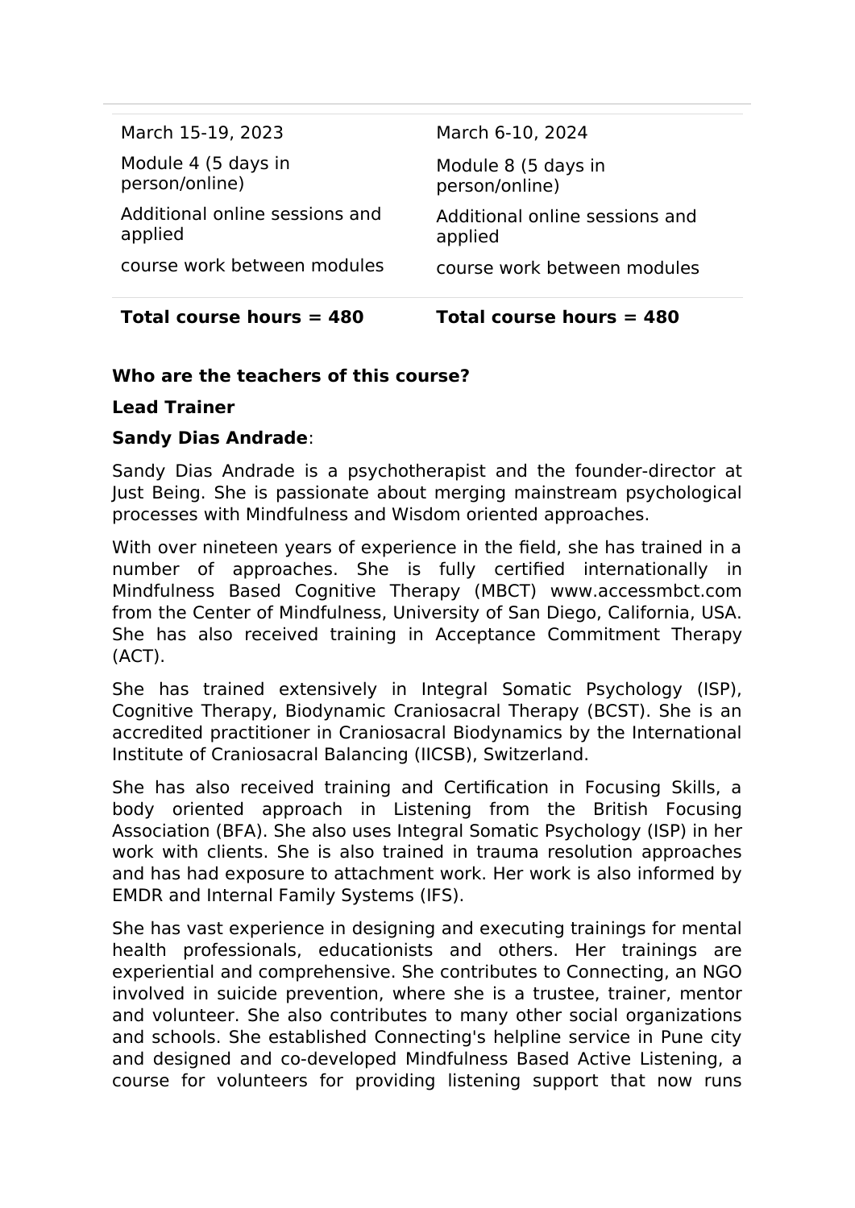| March 15-19, 2023 | March 6-10, 2024 |
|---|---|
| Module 4 (5 days in person/online) | Module 8 (5 days in person/online) |
| Additional online sessions and applied | Additional online sessions and applied |
| course work between modules | course work between modules |
| **Total course hours = 480** | **Total course hours = 480** |

**Who are the teachers of this course?**

**Lead Trainer**

**Sandy Dias Andrade**:

Sandy Dias Andrade is a psychotherapist and the founder-director at Just Being. She is passionate about merging mainstream psychological processes with Mindfulness and Wisdom oriented approaches.

With over nineteen years of experience in the field, she has trained in a number of approaches. She is fully certified internationally in Mindfulness Based Cognitive Therapy (MBCT) www.accessmbct.com from the Center of Mindfulness, University of San Diego, California, USA. She has also received training in Acceptance Commitment Therapy (ACT).

She has trained extensively in Integral Somatic Psychology (ISP), Cognitive Therapy, Biodynamic Craniosacral Therapy (BCST). She is an accredited practitioner in Craniosacral Biodynamics by the International Institute of Craniosacral Balancing (IICSB), Switzerland.

She has also received training and Certification in Focusing Skills, a body oriented approach in Listening from the British Focusing Association (BFA). She also uses Integral Somatic Psychology (ISP) in her work with clients. She is also trained in trauma resolution approaches and has had exposure to attachment work. Her work is also informed by EMDR and Internal Family Systems (IFS).

She has vast experience in designing and executing trainings for mental health professionals, educationists and others. Her trainings are experiential and comprehensive. She contributes to Connecting, an NGO involved in suicide prevention, where she is a trustee, trainer, mentor and volunteer. She also contributes to many other social organizations and schools. She established Connecting's helpline service in Pune city and designed and co-developed Mindfulness Based Active Listening, a course for volunteers for providing listening support that now runs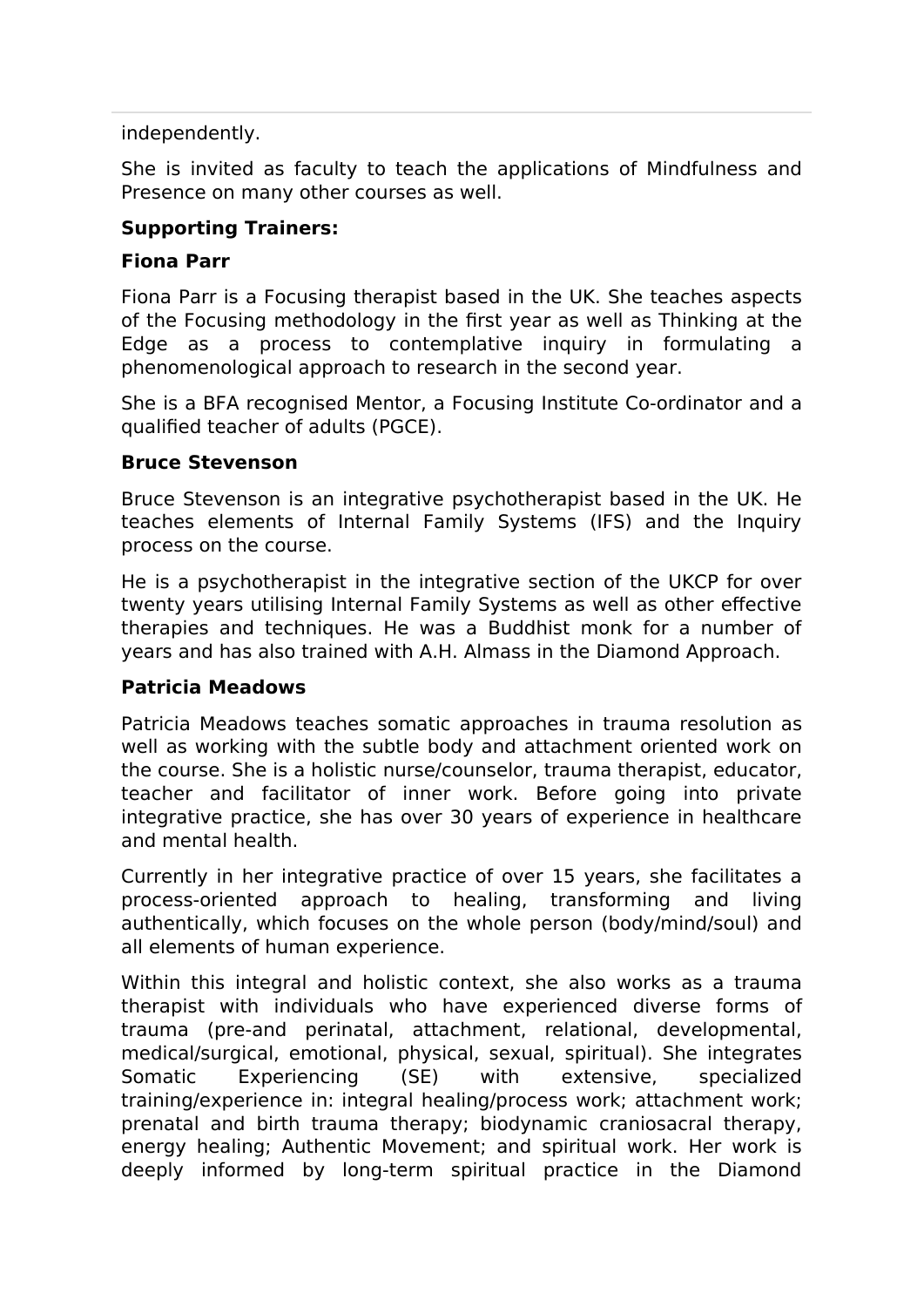independently.

She is invited as faculty to teach the applications of Mindfulness and Presence on many other courses as well.

**Supporting Trainers:**

**Fiona Parr**

Fiona Parr is a Focusing therapist based in the UK. She teaches aspects of the Focusing methodology in the first year as well as Thinking at the Edge as a process to contemplative inquiry in formulating a phenomenological approach to research in the second year.

She is a BFA recognised Mentor, a Focusing Institute Co-ordinator and a qualified teacher of adults (PGCE).

**Bruce Stevenson**

Bruce Stevenson is an integrative psychotherapist based in the UK. He teaches elements of Internal Family Systems (IFS) and the Inquiry process on the course.

He is a psychotherapist in the integrative section of the UKCP for over twenty years utilising Internal Family Systems as well as other effective therapies and techniques. He was a Buddhist monk for a number of years and has also trained with A.H. Almass in the Diamond Approach.

**Patricia Meadows**

Patricia Meadows teaches somatic approaches in trauma resolution as well as working with the subtle body and attachment oriented work on the course. She is a holistic nurse/counselor, trauma therapist, educator, teacher and facilitator of inner work. Before going into private integrative practice, she has over 30 years of experience in healthcare and mental health.

Currently in her integrative practice of over 15 years, she facilitates a process-oriented approach to healing, transforming and living authentically, which focuses on the whole person (body/mind/soul) and all elements of human experience.

Within this integral and holistic context, she also works as a trauma therapist with individuals who have experienced diverse forms of trauma (pre-and perinatal, attachment, relational, developmental, medical/surgical, emotional, physical, sexual, spiritual). She integrates Somatic Experiencing (SE) with extensive, specialized training/experience in: integral healing/process work; attachment work; prenatal and birth trauma therapy; biodynamic craniosacral therapy, energy healing; Authentic Movement; and spiritual work. Her work is deeply informed by long-term spiritual practice in the Diamond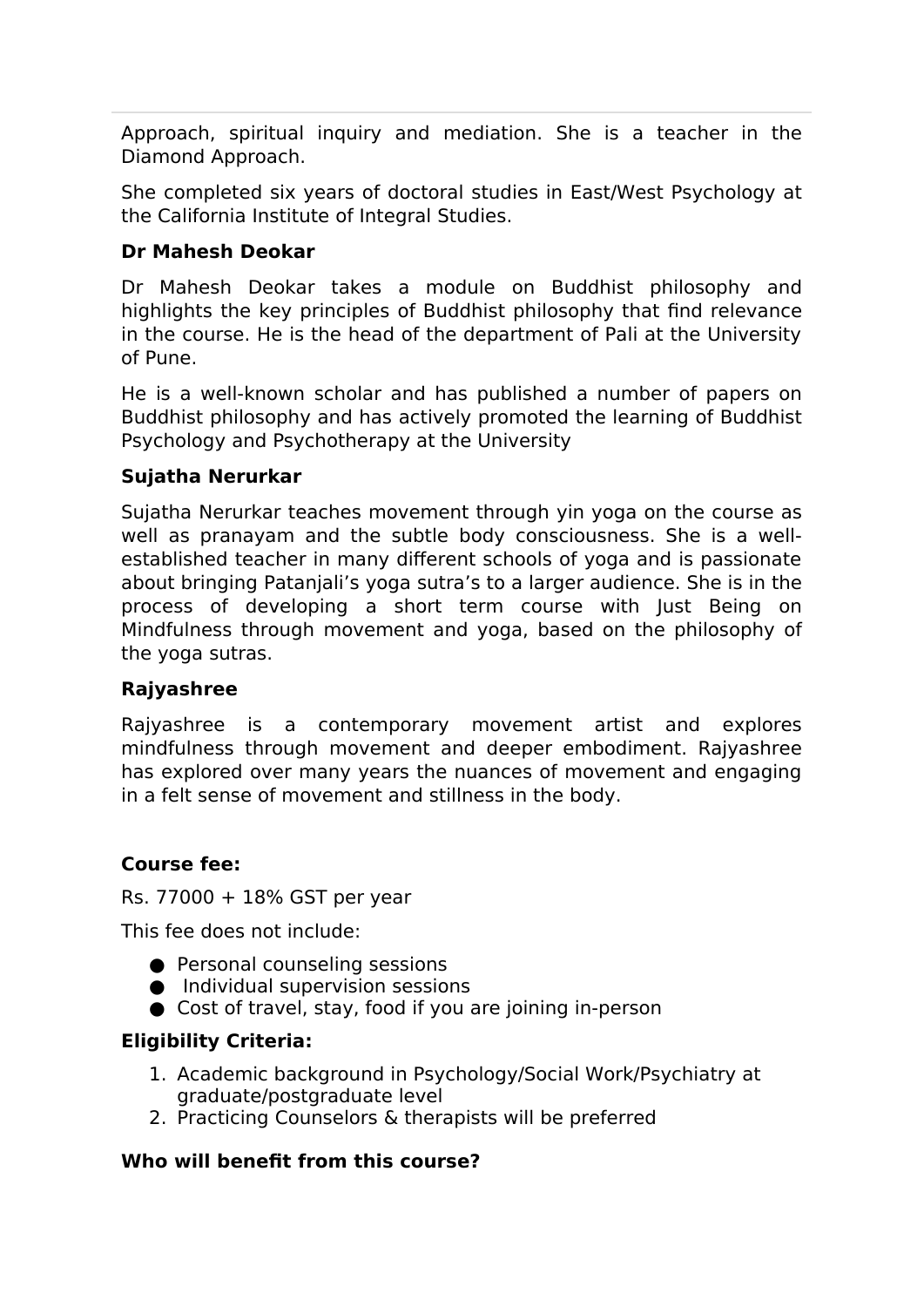Approach, spiritual inquiry and mediation. She is a teacher in the Diamond Approach.

She completed six years of doctoral studies in East/West Psychology at the California Institute of Integral Studies.

**Dr Mahesh Deokar**

Dr Mahesh Deokar takes a module on Buddhist philosophy and highlights the key principles of Buddhist philosophy that find relevance in the course. He is the head of the department of Pali at the University of Pune.

He is a well-known scholar and has published a number of papers on Buddhist philosophy and has actively promoted the learning of Buddhist Psychology and Psychotherapy at the University

**Sujatha Nerurkar**

Sujatha Nerurkar teaches movement through yin yoga on the course as well as pranayam and the subtle body consciousness. She is a well-established teacher in many different schools of yoga and is passionate about bringing Patanjali's yoga sutra's to a larger audience. She is in the process of developing a short term course with Just Being on Mindfulness through movement and yoga, based on the philosophy of the yoga sutras.

**Rajyashree**

Rajyashree is a contemporary movement artist and explores mindfulness through movement and deeper embodiment. Rajyashree has explored over many years the nuances of movement and engaging in a felt sense of movement and stillness in the body.

**Course fee:**

Rs. 77000 + 18% GST per year

This fee does not include:

- Personal counseling sessions
- Individual supervision sessions
- Cost of travel, stay, food if you are joining in-person

**Eligibility Criteria:**

1. Academic background in Psychology/Social Work/Psychiatry at graduate/postgraduate level
2. Practicing Counselors & therapists will be preferred

**Who will benefit from this course?**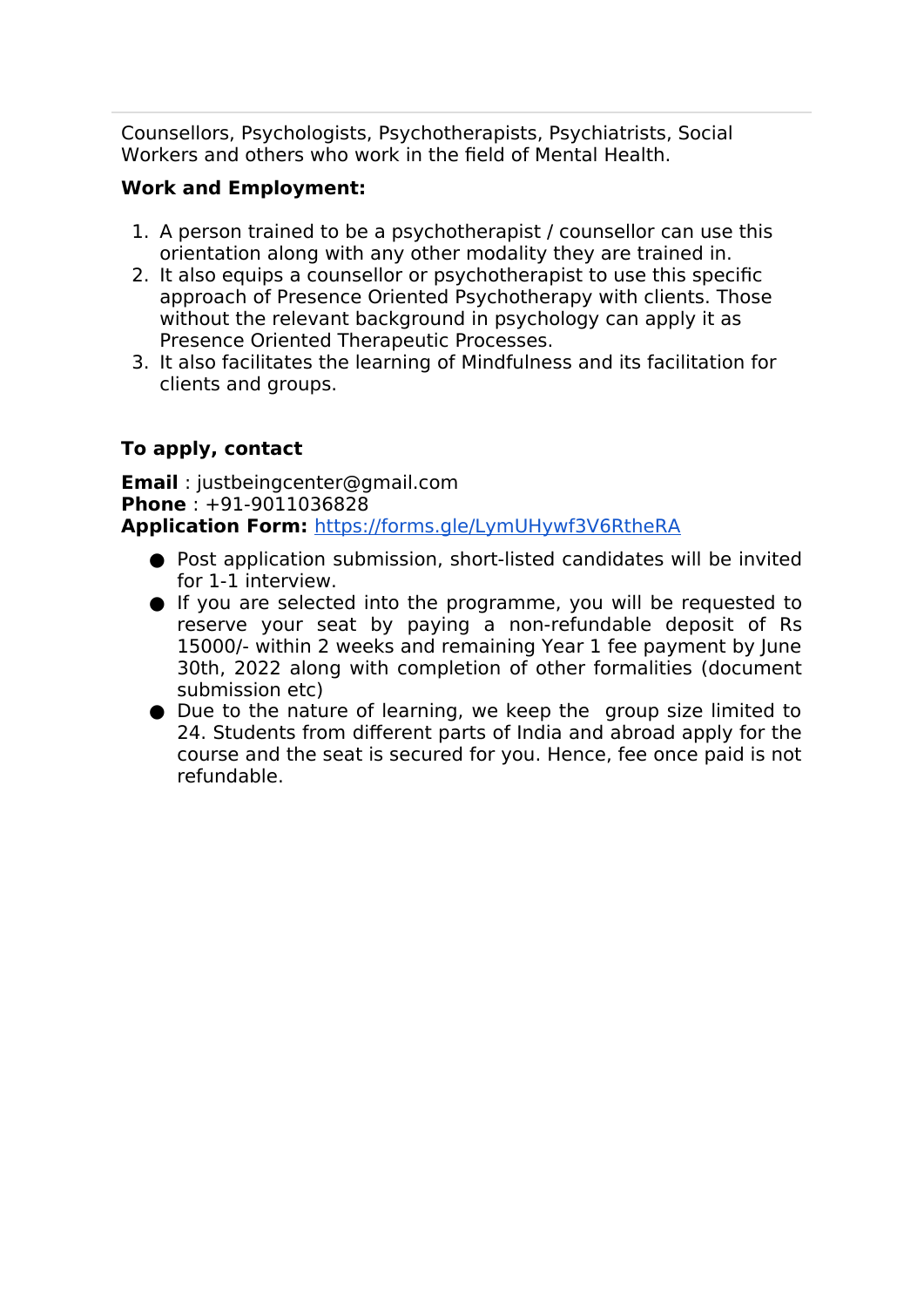Counsellors, Psychologists, Psychotherapists, Psychiatrists, Social Workers and others who work in the field of Mental Health.

**Work and Employment:**

1. A person trained to be a psychotherapist / counsellor can use this orientation along with any other modality they are trained in.
2. It also equips a counsellor or psychotherapist to use this specific approach of Presence Oriented Psychotherapy with clients. Those without the relevant background in psychology can apply it as Presence Oriented Therapeutic Processes.
3. It also facilitates the learning of Mindfulness and its facilitation for clients and groups.

**To apply, contact**

**Email** : justbeingcenter@gmail.com
**Phone** : +91-9011036828
**Application Form:** [https://forms.gle/LymUHywf3V6RtheRA](https://forms.gle/LymUHywf3V6RtheRA)

- Post application submission, short-listed candidates will be invited for 1-1 interview.
- If you are selected into the programme, you will be requested to reserve your seat by paying a non-refundable deposit of Rs 15000/- within 2 weeks and remaining Year 1 fee payment by June 30th, 2022 along with completion of other formalities (document submission etc)
- Due to the nature of learning, we keep the group size limited to 24. Students from different parts of India and abroad apply for the course and the seat is secured for you. Hence, fee once paid is not refundable.